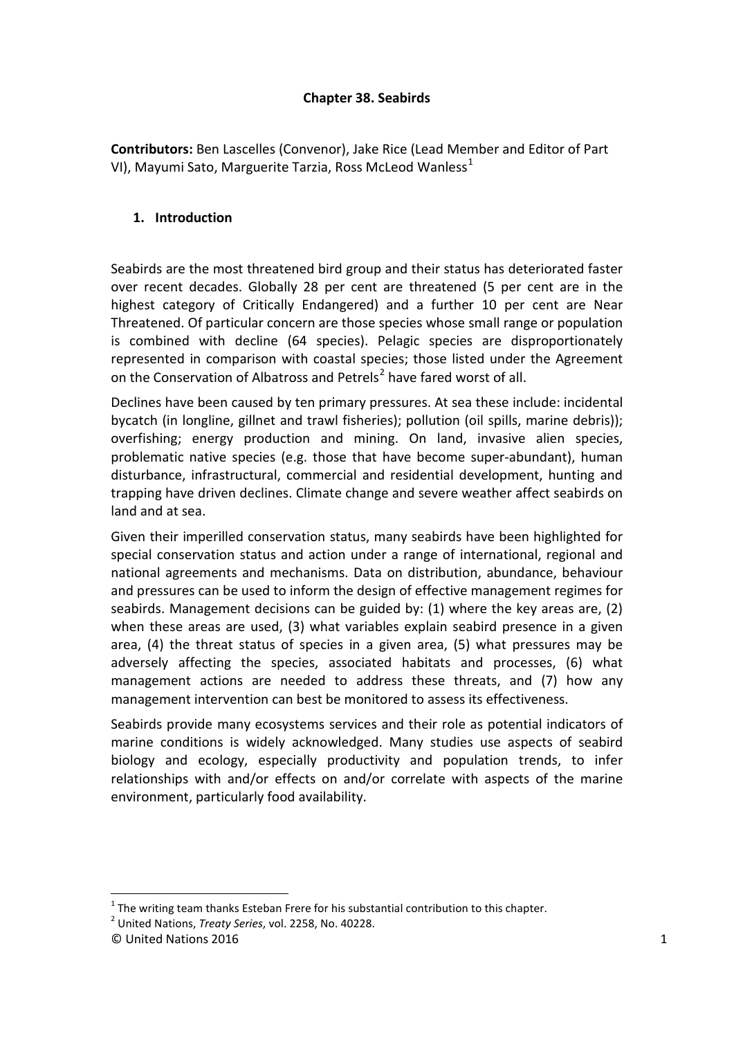# Chapter 38. Seabirds

**Contributors:** Ben Lascelles (Convenor), Jake Rice (Lead Member and Editor of Part VI), Mayumi Sato, Marguerite Tarzia, Ross McLeod Wanless[1]

## 1. Introduction

Seabirds are the most threatened bird group and their status has deteriorated faster over recent decades. Globally 28 per cent are threatened (5 per cent are in the highest category of Critically Endangered) and a further 10 per cent are Near Threatened. Of particular concern are those species whose small range or population is combined with decline (64 species). Pelagic species are disproportionately represented in comparison with coastal species; those listed under the Agreement on the Conservation of Albatross and Petrels[2] have fared worst of all.

Declines have been caused by ten primary pressures. At sea these include: incidental bycatch (in longline, gillnet and trawl fisheries); pollution (oil spills, marine debris)); overfishing; energy production and mining. On land, invasive alien species, problematic native species (e.g. those that have become super-abundant), human disturbance, infrastructural, commercial and residential development, hunting and trapping have driven declines. Climate change and severe weather affect seabirds on land and at sea.

Given their imperilled conservation status, many seabirds have been highlighted for special conservation status and action under a range of international, regional and national agreements and mechanisms. Data on distribution, abundance, behaviour and pressures can be used to inform the design of effective management regimes for seabirds. Management decisions can be guided by: (1) where the key areas are, (2) when these areas are used, (3) what variables explain seabird presence in a given area, (4) the threat status of species in a given area, (5) what pressures may be adversely affecting the species, associated habitats and processes, (6) what management actions are needed to address these threats, and (7) how any management intervention can best be monitored to assess its effectiveness.

Seabirds provide many ecosystems services and their role as potential indicators of marine conditions is widely acknowledged. Many studies use aspects of seabird biology and ecology, especially productivity and population trends, to infer relationships with and/or effects on and/or correlate with aspects of the marine environment, particularly food availability.

---

[1] The writing team thanks Esteban Frere for his substantial contribution to this chapter.

[2] United Nations, *Treaty Series*, vol. 2258, No. 40228.

© United Nations 2016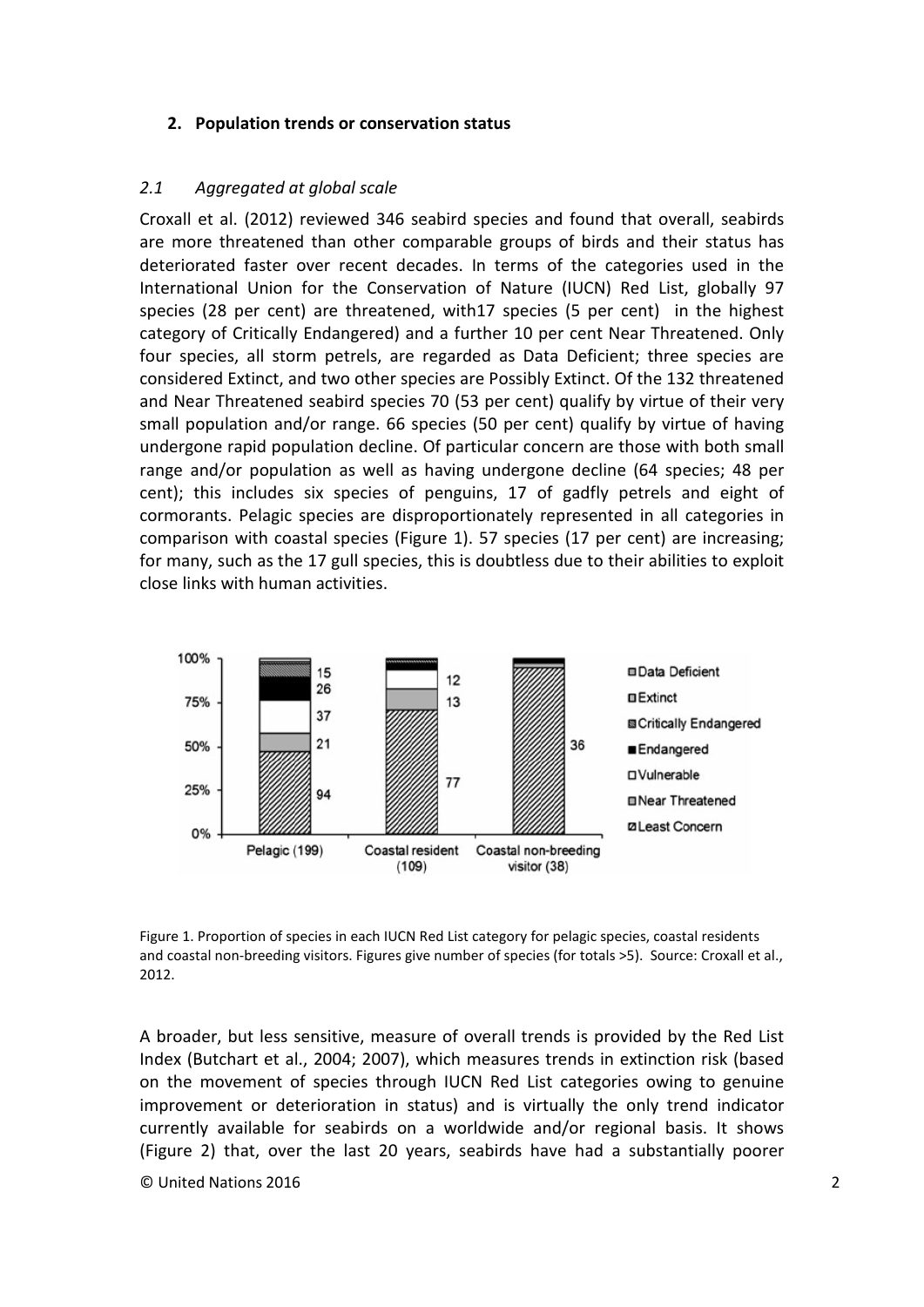## 2. Population trends or conservation status

### *2.1 Aggregated at global scale*

Croxall et al. (2012) reviewed 346 seabird species and found that overall, seabirds are more threatened than other comparable groups of birds and their status has deteriorated faster over recent decades. In terms of the categories used in the International Union for the Conservation of Nature (IUCN) Red List, globally 97 species (28 per cent) are threatened, with17 species (5 per cent) in the highest category of Critically Endangered) and a further 10 per cent Near Threatened. Only four species, all storm petrels, are regarded as Data Deficient; three species are considered Extinct, and two other species are Possibly Extinct. Of the 132 threatened and Near Threatened seabird species 70 (53 per cent) qualify by virtue of their very small population and/or range. 66 species (50 per cent) qualify by virtue of having undergone rapid population decline. Of particular concern are those with both small range and/or population as well as having undergone decline (64 species; 48 per cent); this includes six species of penguins, 17 of gadfly petrels and eight of cormorants. Pelagic species are disproportionately represented in all categories in comparison with coastal species (Figure 1). 57 species (17 per cent) are increasing; for many, such as the 17 gull species, this is doubtless due to their abilities to exploit close links with human activities.

100%
75%
50%
25%
0%
15
26
37
21
94
12
13
77
36
Pelagic (199)
Coastal resident (109)
Coastal non-breeding visitor (38)
Data Deficient
Extinct
Critically Endangered
Endangered
Vulnerable
Near Threatened
Least Concern

Figure 1. Proportion of species in each IUCN Red List category for pelagic species, coastal residents and coastal non-breeding visitors. Figures give number of species (for totals >5). Source: Croxall et al., 2012.

A broader, but less sensitive, measure of overall trends is provided by the Red List Index (Butchart et al., 2004; 2007), which measures trends in extinction risk (based on the movement of species through IUCN Red List categories owing to genuine improvement or deterioration in status) and is virtually the only trend indicator currently available for seabirds on a worldwide and/or regional basis. It shows (Figure 2) that, over the last 20 years, seabirds have had a substantially poorer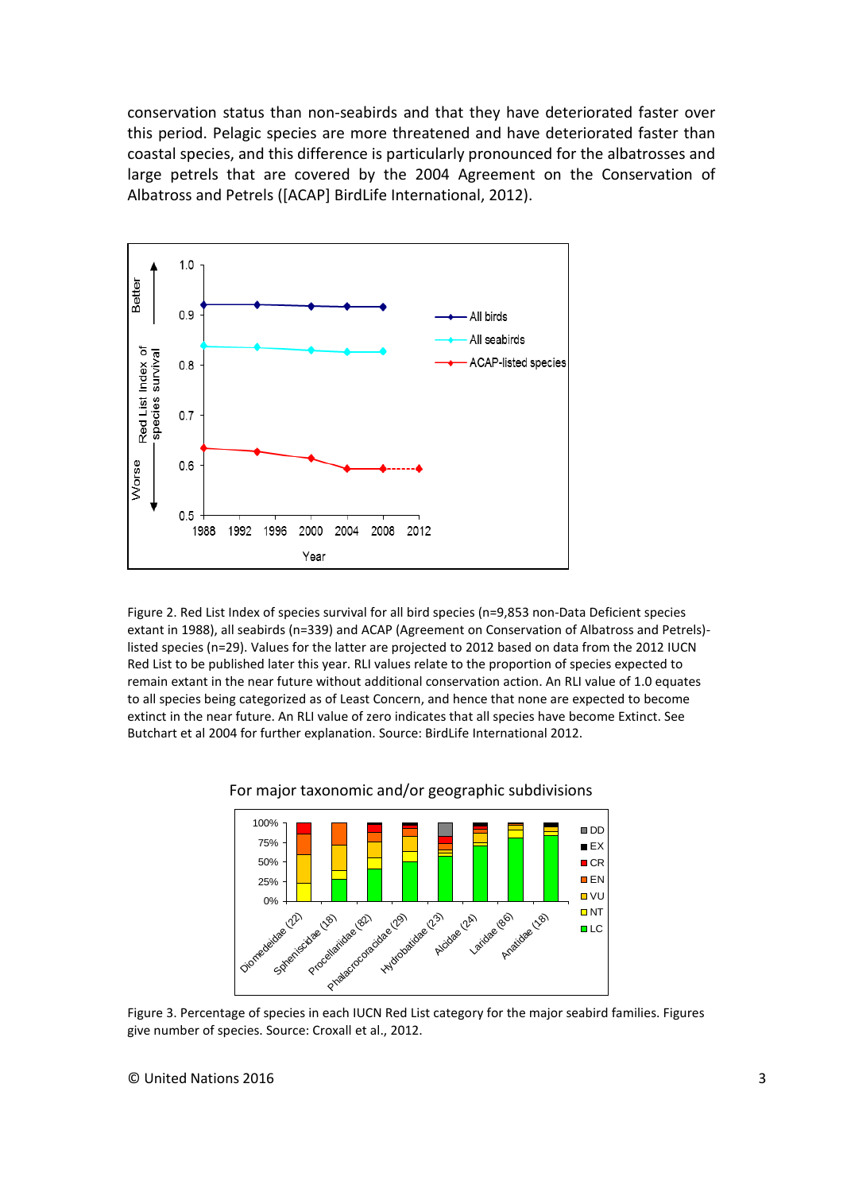conservation status than non-seabirds and that they have deteriorated faster over this period. Pelagic species are more threatened and have deteriorated faster than coastal species, and this difference is particularly pronounced for the albatrosses and large petrels that are covered by the 2004 Agreement on the Conservation of Albatross and Petrels ([ACAP] BirdLife International, 2012).

Better
Worse
Red List Index of species survival
1.0
0.9
0.8
0.7
0.6
0.5
1988 1992 1996 2000 2004 2008 2012
Year
All birds
All seabirds
ACAP-listed species

Figure 2. Red List Index of species survival for all bird species (n=9,853 non-Data Deficient species extant in 1988), all seabirds (n=339) and ACAP (Agreement on Conservation of Albatross and Petrels)-listed species (n=29). Values for the latter are projected to 2012 based on data from the 2012 IUCN Red List to be published later this year. RLI values relate to the proportion of species expected to remain extant in the near future without additional conservation action. An RLI value of 1.0 equates to all species being categorized as of Least Concern, and hence that none are expected to become extinct in the near future. An RLI value of zero indicates that all species have become Extinct. See Butchart et al 2004 for further explanation. Source: BirdLife International 2012.

For major taxonomic and/or geographic subdivisions

100%
75%
50%
25%
0%
Diomedeidae (22)
Spheniscidae (18)
Procellariidae (82)
Phalacrocoracidae (29)
Hydrobatidae (23)
Alcidae (24)
Laridae (86)
Anatidae (18)
DD
EX
CR
EN
VU
NT
LC

Figure 3. Percentage of species in each IUCN Red List category for the major seabird families. Figures give number of species. Source: Croxall et al., 2012.

© United Nations 2016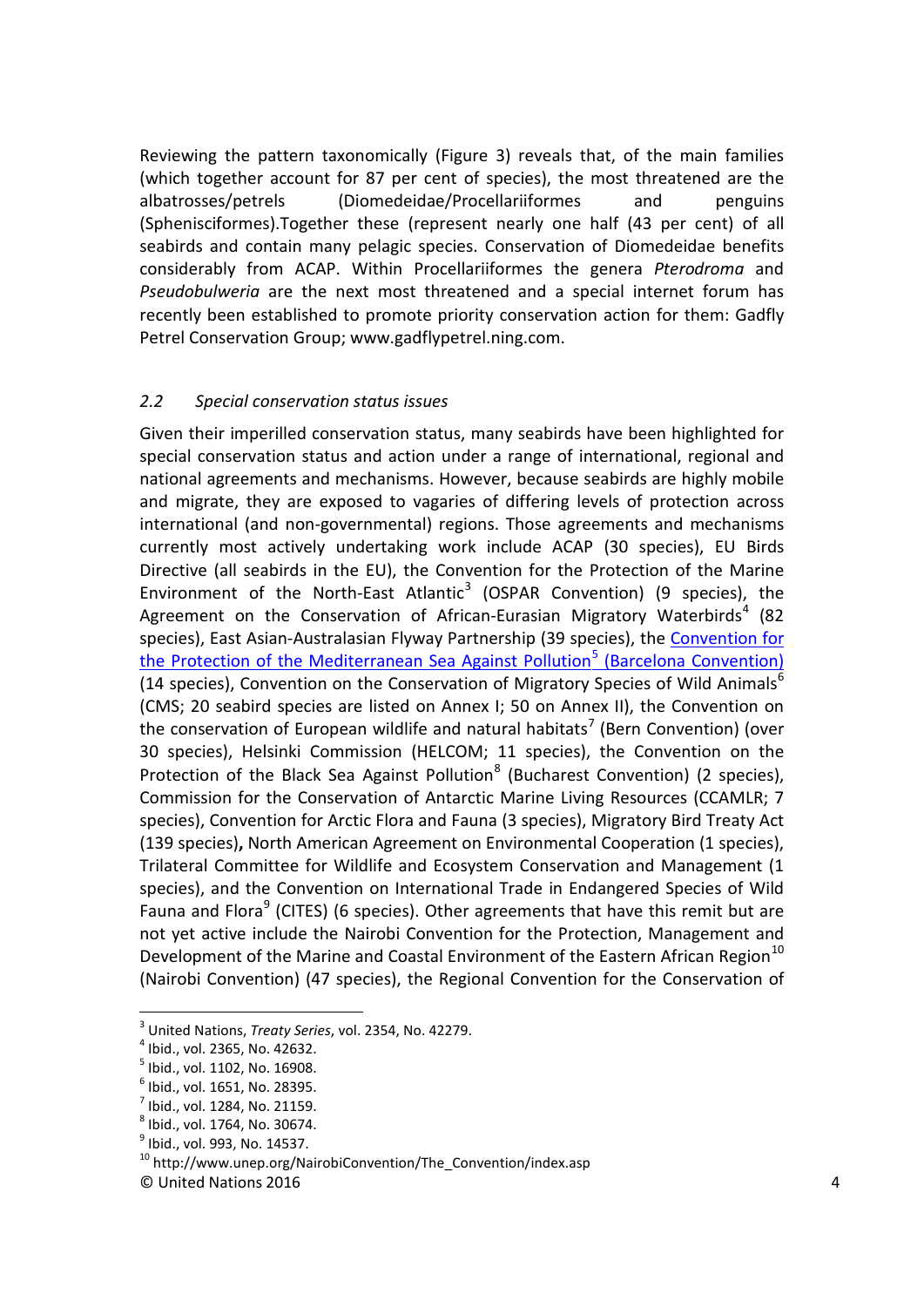Reviewing the pattern taxonomically (Figure 3) reveals that, of the main families (which together account for 87 per cent of species), the most threatened are the albatrosses/petrels (Diomedeidae/Procellariiformes and penguins (Sphenisciformes).Together these (represent nearly one half (43 per cent) of all seabirds and contain many pelagic species. Conservation of Diomedeidae benefits considerably from ACAP. Within Procellariiformes the genera *Pterodroma* and *Pseudobulweria* are the next most threatened and a special internet forum has recently been established to promote priority conservation action for them: Gadfly Petrel Conservation Group; www.gadflypetrel.ning.com.

### *2.2 Special conservation status issues*

Given their imperilled conservation status, many seabirds have been highlighted for special conservation status and action under a range of international, regional and national agreements and mechanisms. However, because seabirds are highly mobile and migrate, they are exposed to vagaries of differing levels of protection across international (and non-governmental) regions. Those agreements and mechanisms currently most actively undertaking work include ACAP (30 species), EU Birds Directive (all seabirds in the EU), the Convention for the Protection of the Marine Environment of the North-East Atlantic[3] (OSPAR Convention) (9 species), the Agreement on the Conservation of African-Eurasian Migratory Waterbirds[4] (82 species), East Asian-Australasian Flyway Partnership (39 species), the Convention for the Protection of the Mediterranean Sea Against Pollution[5] (Barcelona Convention) (14 species), Convention on the Conservation of Migratory Species of Wild Animals[6] (CMS; 20 seabird species are listed on Annex I; 50 on Annex II), the Convention on the conservation of European wildlife and natural habitats[7] (Bern Convention) (over 30 species), Helsinki Commission (HELCOM; 11 species), the Convention on the Protection of the Black Sea Against Pollution[8] (Bucharest Convention) (2 species), Commission for the Conservation of Antarctic Marine Living Resources (CCAMLR; 7 species), Convention for Arctic Flora and Fauna (3 species), Migratory Bird Treaty Act (139 species)**,** North American Agreement on Environmental Cooperation (1 species), Trilateral Committee for Wildlife and Ecosystem Conservation and Management (1 species), and the Convention on International Trade in Endangered Species of Wild Fauna and Flora[9] (CITES) (6 species). Other agreements that have this remit but are not yet active include the Nairobi Convention for the Protection, Management and Development of the Marine and Coastal Environment of the Eastern African Region[10] (Nairobi Convention) (47 species), the Regional Convention for the Conservation of

---

[3] United Nations, *Treaty Series*, vol. 2354, No. 42279.
[4] Ibid., vol. 2365, No. 42632.
[5] Ibid., vol. 1102, No. 16908.
[6] Ibid., vol. 1651, No. 28395.
[7] Ibid., vol. 1284, No. 21159.
[8] Ibid., vol. 1764, No. 30674.
[9] Ibid., vol. 993, No. 14537.
[10] http://www.unep.org/NairobiConvention/The_Convention/index.asp

© United Nations 2016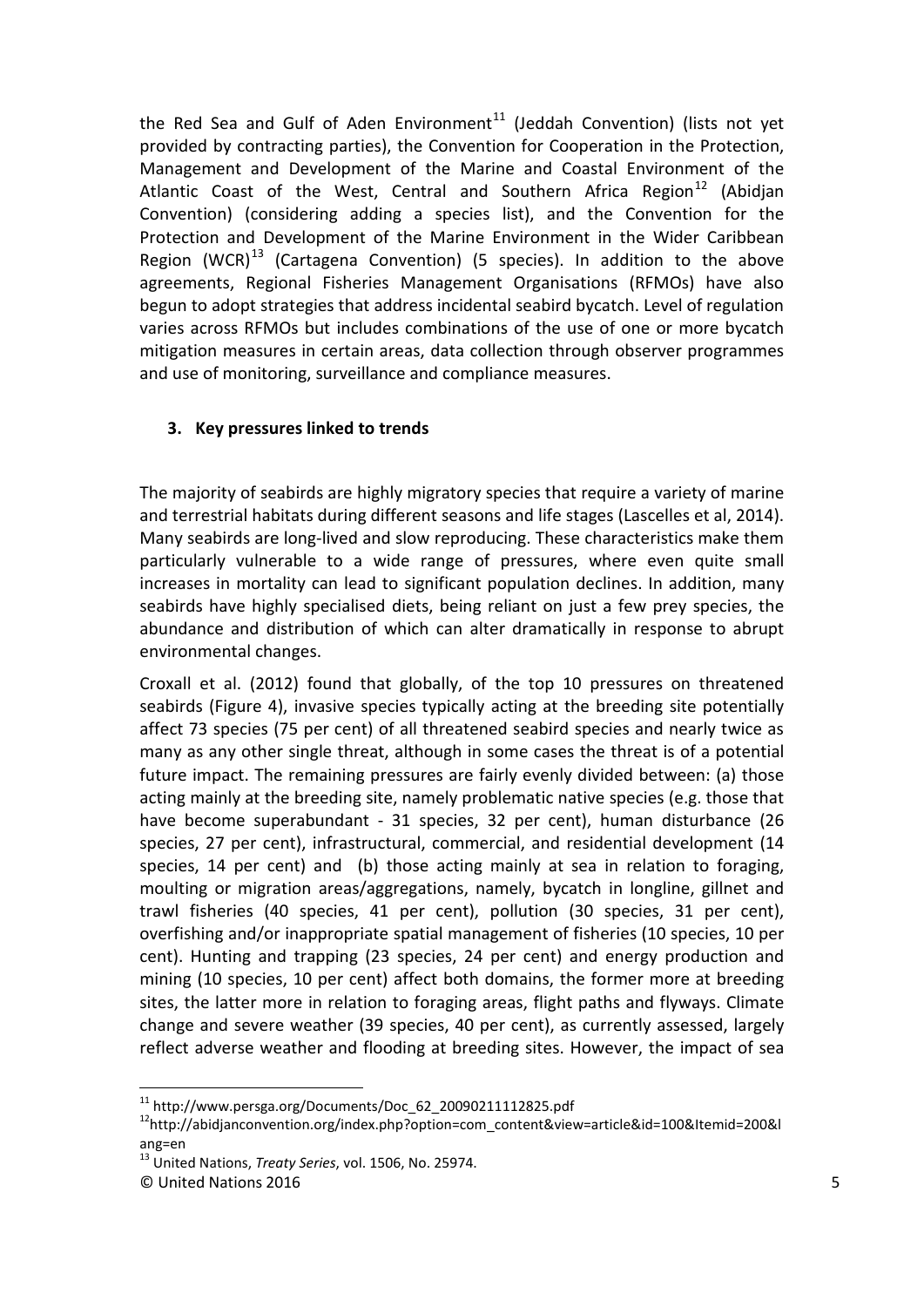the Red Sea and Gulf of Aden Environment[11] (Jeddah Convention) (lists not yet provided by contracting parties), the Convention for Cooperation in the Protection, Management and Development of the Marine and Coastal Environment of the Atlantic Coast of the West, Central and Southern Africa Region[12] (Abidjan Convention) (considering adding a species list), and the Convention for the Protection and Development of the Marine Environment in the Wider Caribbean Region (WCR)[13] (Cartagena Convention) (5 species). In addition to the above agreements, Regional Fisheries Management Organisations (RFMOs) have also begun to adopt strategies that address incidental seabird bycatch. Level of regulation varies across RFMOs but includes combinations of the use of one or more bycatch mitigation measures in certain areas, data collection through observer programmes and use of monitoring, surveillance and compliance measures.

## 3. Key pressures linked to trends

The majority of seabirds are highly migratory species that require a variety of marine and terrestrial habitats during different seasons and life stages (Lascelles et al, 2014). Many seabirds are long-lived and slow reproducing. These characteristics make them particularly vulnerable to a wide range of pressures, where even quite small increases in mortality can lead to significant population declines. In addition, many seabirds have highly specialised diets, being reliant on just a few prey species, the abundance and distribution of which can alter dramatically in response to abrupt environmental changes.

Croxall et al. (2012) found that globally, of the top 10 pressures on threatened seabirds (Figure 4), invasive species typically acting at the breeding site potentially affect 73 species (75 per cent) of all threatened seabird species and nearly twice as many as any other single threat, although in some cases the threat is of a potential future impact. The remaining pressures are fairly evenly divided between: (a) those acting mainly at the breeding site, namely problematic native species (e.g. those that have become superabundant - 31 species, 32 per cent), human disturbance (26 species, 27 per cent), infrastructural, commercial, and residential development (14 species, 14 per cent) and (b) those acting mainly at sea in relation to foraging, moulting or migration areas/aggregations, namely, bycatch in longline, gillnet and trawl fisheries (40 species, 41 per cent), pollution (30 species, 31 per cent), overfishing and/or inappropriate spatial management of fisheries (10 species, 10 per cent). Hunting and trapping (23 species, 24 per cent) and energy production and mining (10 species, 10 per cent) affect both domains, the former more at breeding sites, the latter more in relation to foraging areas, flight paths and flyways. Climate change and severe weather (39 species, 40 per cent), as currently assessed, largely reflect adverse weather and flooding at breeding sites. However, the impact of sea

[11] http://www.persga.org/Documents/Doc_62_20090211112825.pdf

[12] http://abidjanconvention.org/index.php?option=com_content&view=article&id=100&Itemid=200&lang=en

[13] United Nations, *Treaty Series*, vol. 1506, No. 25974.

© United Nations 2016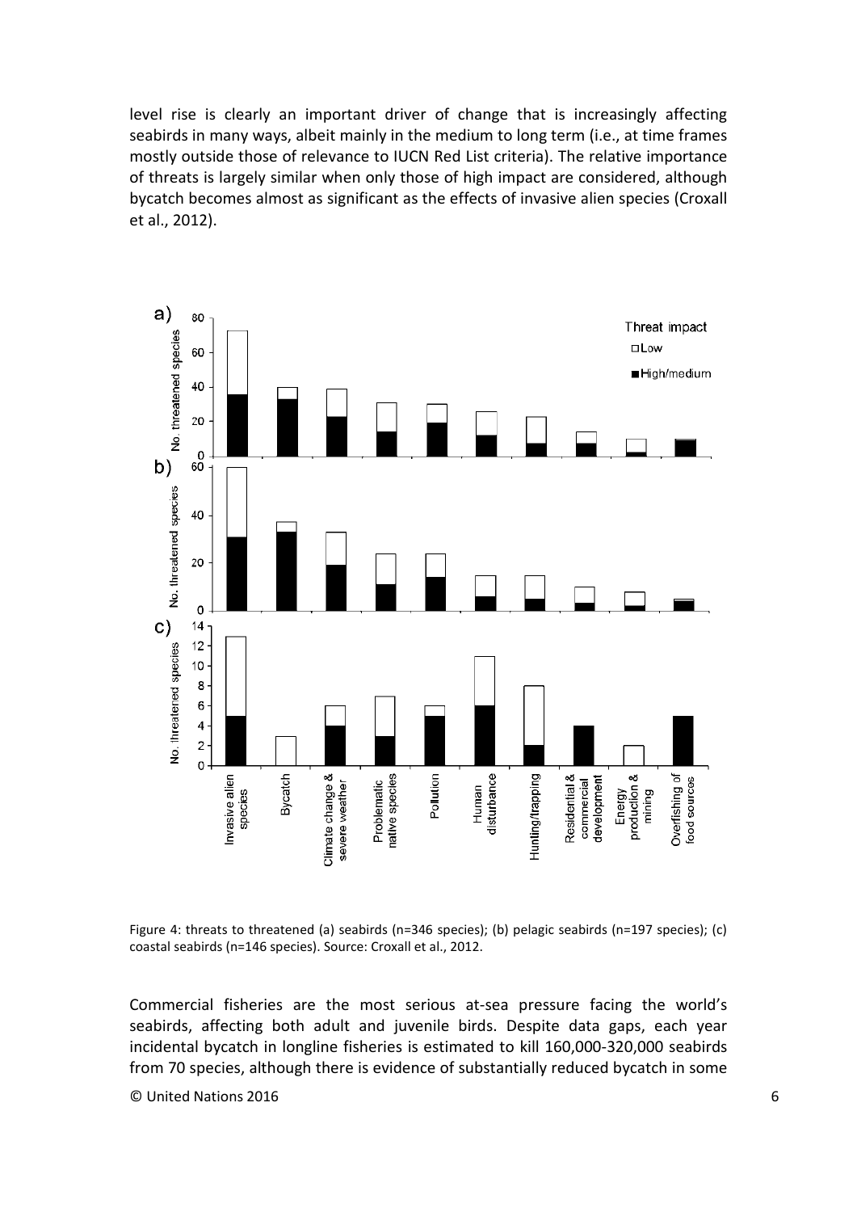level rise is clearly an important driver of change that is increasingly affecting seabirds in many ways, albeit mainly in the medium to long term (i.e., at time frames mostly outside those of relevance to IUCN Red List criteria). The relative importance of threats is largely similar when only those of high impact are considered, although bycatch becomes almost as significant as the effects of invasive alien species (Croxall et al., 2012).

a)

b)

c)

No. threatened species

Threat impact

□Low

■High/medium

Invasive alien species

Bycatch

Climate change & severe weather

Problematic native species

Pollution

Human disturbance

Hunting/trapping

Residential & commercial development

Energy production & mining

Overfishing of food sources

Figure 4: threats to threatened (a) seabirds (n=346 species); (b) pelagic seabirds (n=197 species); (c) coastal seabirds (n=146 species). Source: Croxall et al., 2012.

Commercial fisheries are the most serious at-sea pressure facing the world's seabirds, affecting both adult and juvenile birds. Despite data gaps, each year incidental bycatch in longline fisheries is estimated to kill 160,000-320,000 seabirds from 70 species, although there is evidence of substantially reduced bycatch in some

© United Nations 2016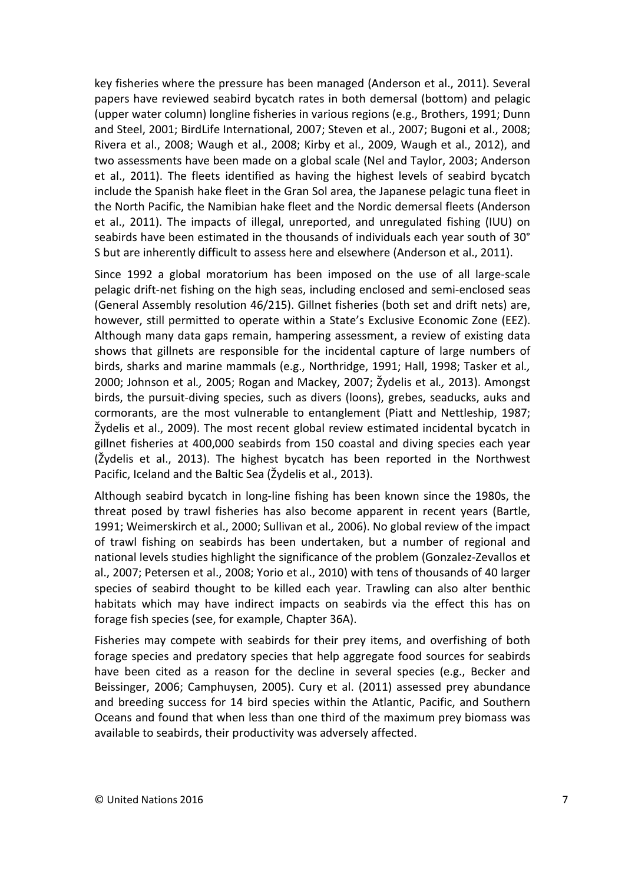key fisheries where the pressure has been managed (Anderson et al., 2011). Several papers have reviewed seabird bycatch rates in both demersal (bottom) and pelagic (upper water column) longline fisheries in various regions (e.g., Brothers, 1991; Dunn and Steel, 2001; BirdLife International, 2007; Steven et al., 2007; Bugoni et al., 2008; Rivera et al., 2008; Waugh et al., 2008; Kirby et al., 2009, Waugh et al., 2012), and two assessments have been made on a global scale (Nel and Taylor, 2003; Anderson et al., 2011). The fleets identified as having the highest levels of seabird bycatch include the Spanish hake fleet in the Gran Sol area, the Japanese pelagic tuna fleet in the North Pacific, the Namibian hake fleet and the Nordic demersal fleets (Anderson et al., 2011). The impacts of illegal, unreported, and unregulated fishing (IUU) on seabirds have been estimated in the thousands of individuals each year south of 30° S but are inherently difficult to assess here and elsewhere (Anderson et al., 2011).

Since 1992 a global moratorium has been imposed on the use of all large-scale pelagic drift-net fishing on the high seas, including enclosed and semi-enclosed seas (General Assembly resolution 46/215). Gillnet fisheries (both set and drift nets) are, however, still permitted to operate within a State's Exclusive Economic Zone (EEZ). Although many data gaps remain, hampering assessment, a review of existing data shows that gillnets are responsible for the incidental capture of large numbers of birds, sharks and marine mammals (e.g., Northridge, 1991; Hall, 1998; Tasker et al*.,* 2000; Johnson et al*.,* 2005; Rogan and Mackey, 2007; Žydelis et al*.,* 2013). Amongst birds, the pursuit-diving species, such as divers (loons), grebes, seaducks, auks and cormorants, are the most vulnerable to entanglement (Piatt and Nettleship, 1987; Žydelis et al., 2009). The most recent global review estimated incidental bycatch in gillnet fisheries at 400,000 seabirds from 150 coastal and diving species each year (Žydelis et al., 2013). The highest bycatch has been reported in the Northwest Pacific, Iceland and the Baltic Sea (Žydelis et al., 2013).

Although seabird bycatch in long-line fishing has been known since the 1980s, the threat posed by trawl fisheries has also become apparent in recent years (Bartle, 1991; Weimerskirch et al., 2000; Sullivan et al*.,* 2006). No global review of the impact of trawl fishing on seabirds has been undertaken, but a number of regional and national levels studies highlight the significance of the problem (Gonzalez-Zevallos et al., 2007; Petersen et al., 2008; Yorio et al., 2010) with tens of thousands of 40 larger species of seabird thought to be killed each year. Trawling can also alter benthic habitats which may have indirect impacts on seabirds via the effect this has on forage fish species (see, for example, Chapter 36A).

Fisheries may compete with seabirds for their prey items, and overfishing of both forage species and predatory species that help aggregate food sources for seabirds have been cited as a reason for the decline in several species (e.g., Becker and Beissinger, 2006; Camphuysen, 2005). Cury et al. (2011) assessed prey abundance and breeding success for 14 bird species within the Atlantic, Pacific, and Southern Oceans and found that when less than one third of the maximum prey biomass was available to seabirds, their productivity was adversely affected.

© United Nations 2016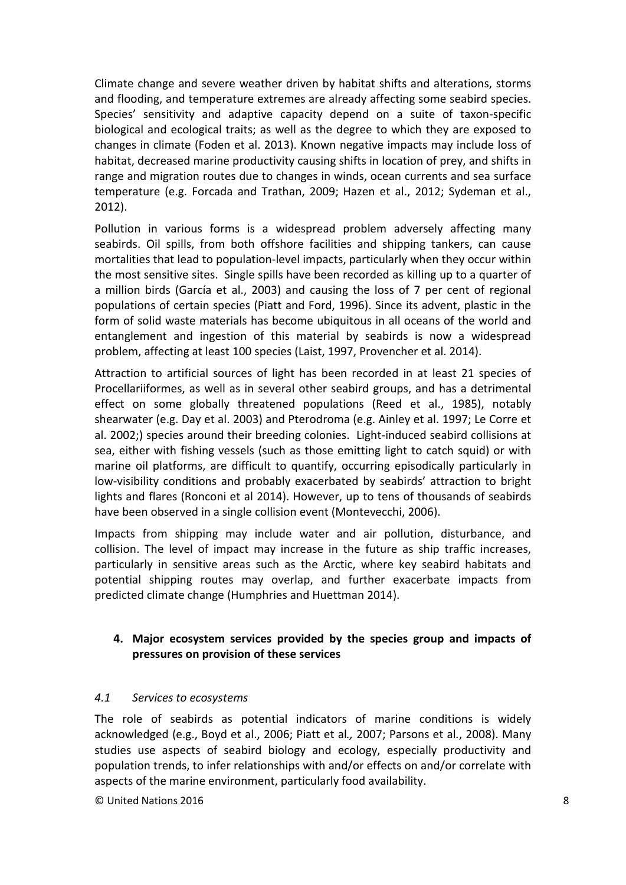Climate change and severe weather driven by habitat shifts and alterations, storms and flooding, and temperature extremes are already affecting some seabird species. Species' sensitivity and adaptive capacity depend on a suite of taxon-specific biological and ecological traits; as well as the degree to which they are exposed to changes in climate (Foden et al. 2013). Known negative impacts may include loss of habitat, decreased marine productivity causing shifts in location of prey, and shifts in range and migration routes due to changes in winds, ocean currents and sea surface temperature (e.g. Forcada and Trathan, 2009; Hazen et al., 2012; Sydeman et al., 2012).

Pollution in various forms is a widespread problem adversely affecting many seabirds. Oil spills, from both offshore facilities and shipping tankers, can cause mortalities that lead to population-level impacts, particularly when they occur within the most sensitive sites. Single spills have been recorded as killing up to a quarter of a million birds (García et al., 2003) and causing the loss of 7 per cent of regional populations of certain species (Piatt and Ford, 1996). Since its advent, plastic in the form of solid waste materials has become ubiquitous in all oceans of the world and entanglement and ingestion of this material by seabirds is now a widespread problem, affecting at least 100 species (Laist, 1997, Provencher et al. 2014).

Attraction to artificial sources of light has been recorded in at least 21 species of Procellariiformes, as well as in several other seabird groups, and has a detrimental effect on some globally threatened populations (Reed et al., 1985), notably shearwater (e.g. Day et al. 2003) and Pterodroma (e.g. Ainley et al. 1997; Le Corre et al. 2002;) species around their breeding colonies. Light-induced seabird collisions at sea, either with fishing vessels (such as those emitting light to catch squid) or with marine oil platforms, are difficult to quantify, occurring episodically particularly in low-visibility conditions and probably exacerbated by seabirds' attraction to bright lights and flares (Ronconi et al 2014). However, up to tens of thousands of seabirds have been observed in a single collision event (Montevecchi, 2006).

Impacts from shipping may include water and air pollution, disturbance, and collision. The level of impact may increase in the future as ship traffic increases, particularly in sensitive areas such as the Arctic, where key seabird habitats and potential shipping routes may overlap, and further exacerbate impacts from predicted climate change (Humphries and Huettman 2014).

## 4. Major ecosystem services provided by the species group and impacts of pressures on provision of these services

### *4.1 Services to ecosystems*

The role of seabirds as potential indicators of marine conditions is widely acknowledged (e.g., Boyd et al., 2006; Piatt et al*.,* 2007; Parsons et al*.*, 2008). Many studies use aspects of seabird biology and ecology, especially productivity and population trends, to infer relationships with and/or effects on and/or correlate with aspects of the marine environment, particularly food availability.

© United Nations 2016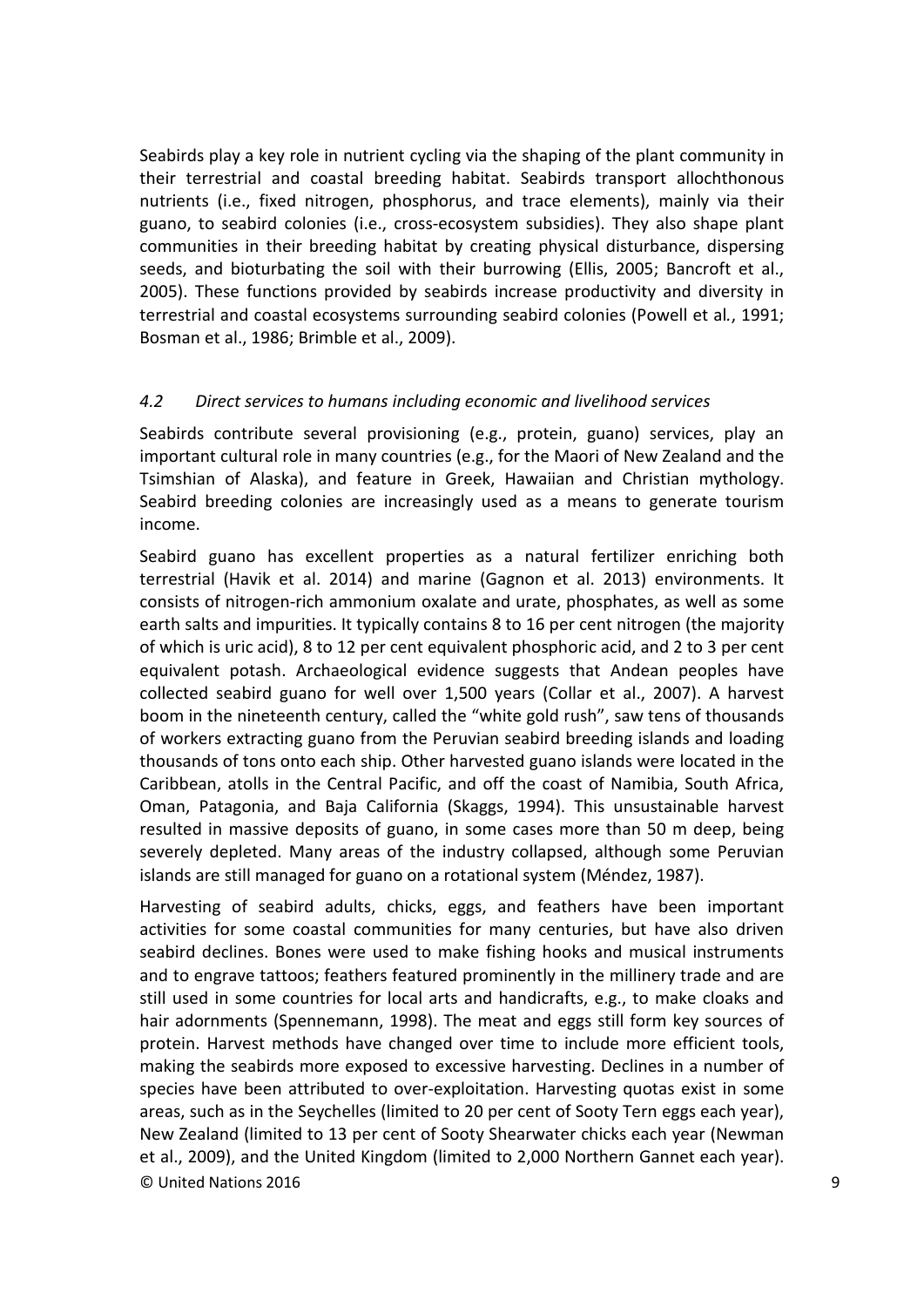Seabirds play a key role in nutrient cycling via the shaping of the plant community in their terrestrial and coastal breeding habitat. Seabirds transport allochthonous nutrients (i.e., fixed nitrogen, phosphorus, and trace elements), mainly via their guano, to seabird colonies (i.e., cross-ecosystem subsidies). They also shape plant communities in their breeding habitat by creating physical disturbance, dispersing seeds, and bioturbating the soil with their burrowing (Ellis, 2005; Bancroft et al., 2005). These functions provided by seabirds increase productivity and diversity in terrestrial and coastal ecosystems surrounding seabird colonies (Powell et al*.*, 1991; Bosman et al., 1986; Brimble et al., 2009).

### *4.2 Direct services to humans including economic and livelihood services*

Seabirds contribute several provisioning (e.g., protein, guano) services, play an important cultural role in many countries (e.g., for the Maori of New Zealand and the Tsimshian of Alaska), and feature in Greek, Hawaiian and Christian mythology. Seabird breeding colonies are increasingly used as a means to generate tourism income.

Seabird guano has excellent properties as a natural fertilizer enriching both terrestrial (Havik et al. 2014) and marine (Gagnon et al. 2013) environments. It consists of nitrogen-rich ammonium oxalate and urate, phosphates, as well as some earth salts and impurities. It typically contains 8 to 16 per cent nitrogen (the majority of which is uric acid), 8 to 12 per cent equivalent phosphoric acid, and 2 to 3 per cent equivalent potash. Archaeological evidence suggests that Andean peoples have collected seabird guano for well over 1,500 years (Collar et al., 2007). A harvest boom in the nineteenth century, called the "white gold rush", saw tens of thousands of workers extracting guano from the Peruvian seabird breeding islands and loading thousands of tons onto each ship. Other harvested guano islands were located in the Caribbean, atolls in the Central Pacific, and off the coast of Namibia, South Africa, Oman, Patagonia, and Baja California (Skaggs, 1994). This unsustainable harvest resulted in massive deposits of guano, in some cases more than 50 m deep, being severely depleted. Many areas of the industry collapsed, although some Peruvian islands are still managed for guano on a rotational system (Méndez, 1987).

Harvesting of seabird adults, chicks, eggs, and feathers have been important activities for some coastal communities for many centuries, but have also driven seabird declines. Bones were used to make fishing hooks and musical instruments and to engrave tattoos; feathers featured prominently in the millinery trade and are still used in some countries for local arts and handicrafts, e.g., to make cloaks and hair adornments (Spennemann, 1998). The meat and eggs still form key sources of protein. Harvest methods have changed over time to include more efficient tools, making the seabirds more exposed to excessive harvesting. Declines in a number of species have been attributed to over-exploitation. Harvesting quotas exist in some areas, such as in the Seychelles (limited to 20 per cent of Sooty Tern eggs each year), New Zealand (limited to 13 per cent of Sooty Shearwater chicks each year (Newman et al., 2009), and the United Kingdom (limited to 2,000 Northern Gannet each year).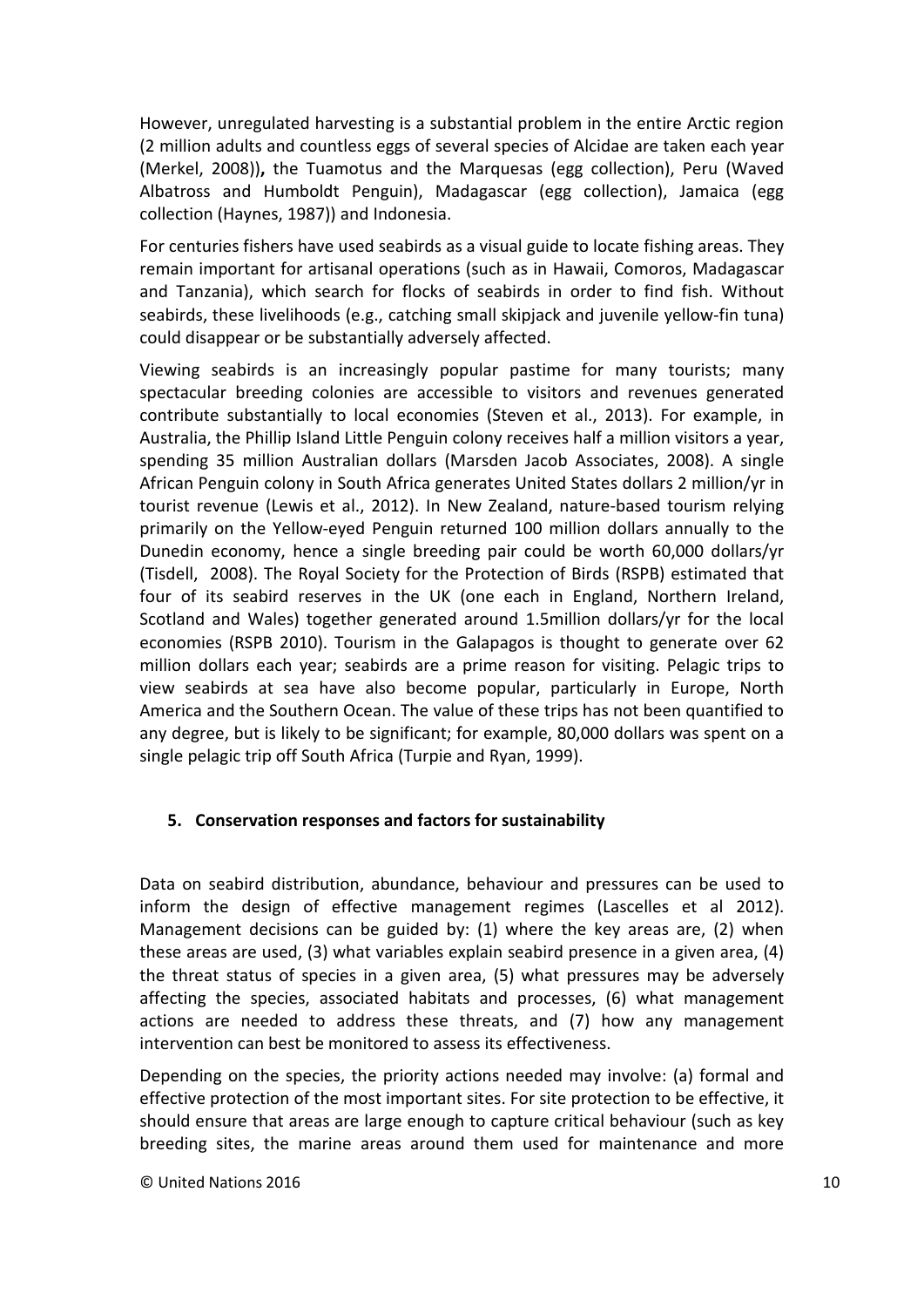However, unregulated harvesting is a substantial problem in the entire Arctic region (2 million adults and countless eggs of several species of Alcidae are taken each year (Merkel, 2008))**,** the Tuamotus and the Marquesas (egg collection), Peru (Waved Albatross and Humboldt Penguin), Madagascar (egg collection), Jamaica (egg collection (Haynes, 1987)) and Indonesia.

For centuries fishers have used seabirds as a visual guide to locate fishing areas. They remain important for artisanal operations (such as in Hawaii, Comoros, Madagascar and Tanzania), which search for flocks of seabirds in order to find fish. Without seabirds, these livelihoods (e.g., catching small skipjack and juvenile yellow-fin tuna) could disappear or be substantially adversely affected.

Viewing seabirds is an increasingly popular pastime for many tourists; many spectacular breeding colonies are accessible to visitors and revenues generated contribute substantially to local economies (Steven et al., 2013). For example, in Australia, the Phillip Island Little Penguin colony receives half a million visitors a year, spending 35 million Australian dollars (Marsden Jacob Associates, 2008). A single African Penguin colony in South Africa generates United States dollars 2 million/yr in tourist revenue (Lewis et al., 2012). In New Zealand, nature-based tourism relying primarily on the Yellow-eyed Penguin returned 100 million dollars annually to the Dunedin economy, hence a single breeding pair could be worth 60,000 dollars/yr (Tisdell, 2008). The Royal Society for the Protection of Birds (RSPB) estimated that four of its seabird reserves in the UK (one each in England, Northern Ireland, Scotland and Wales) together generated around 1.5million dollars/yr for the local economies (RSPB 2010). Tourism in the Galapagos is thought to generate over 62 million dollars each year; seabirds are a prime reason for visiting. Pelagic trips to view seabirds at sea have also become popular, particularly in Europe, North America and the Southern Ocean. The value of these trips has not been quantified to any degree, but is likely to be significant; for example, 80,000 dollars was spent on a single pelagic trip off South Africa (Turpie and Ryan, 1999).

## 5. Conservation responses and factors for sustainability

Data on seabird distribution, abundance, behaviour and pressures can be used to inform the design of effective management regimes (Lascelles et al 2012). Management decisions can be guided by: (1) where the key areas are, (2) when these areas are used, (3) what variables explain seabird presence in a given area, (4) the threat status of species in a given area, (5) what pressures may be adversely affecting the species, associated habitats and processes, (6) what management actions are needed to address these threats, and (7) how any management intervention can best be monitored to assess its effectiveness.

Depending on the species, the priority actions needed may involve: (a) formal and effective protection of the most important sites. For site protection to be effective, it should ensure that areas are large enough to capture critical behaviour (such as key breeding sites, the marine areas around them used for maintenance and more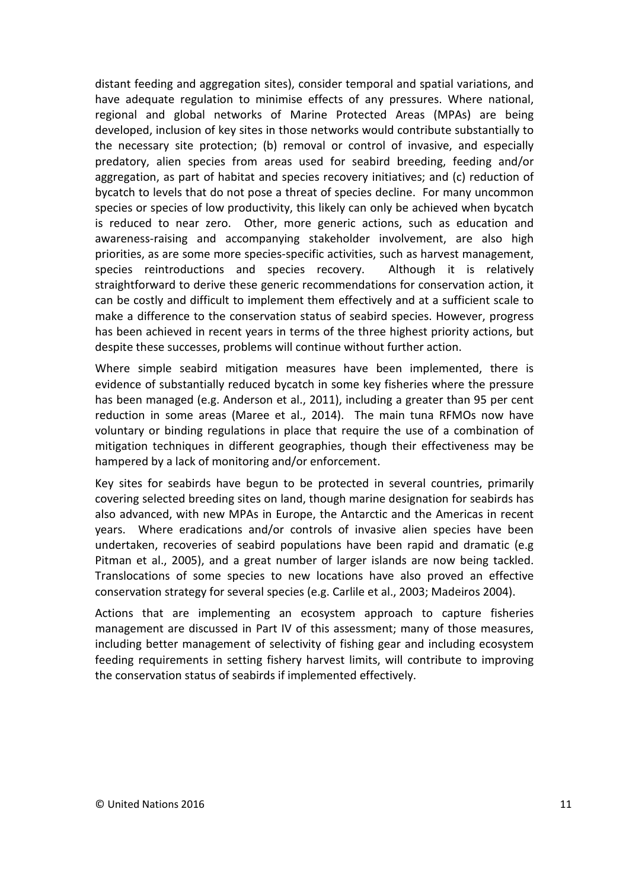distant feeding and aggregation sites), consider temporal and spatial variations, and have adequate regulation to minimise effects of any pressures. Where national, regional and global networks of Marine Protected Areas (MPAs) are being developed, inclusion of key sites in those networks would contribute substantially to the necessary site protection; (b) removal or control of invasive, and especially predatory, alien species from areas used for seabird breeding, feeding and/or aggregation, as part of habitat and species recovery initiatives; and (c) reduction of bycatch to levels that do not pose a threat of species decline. For many uncommon species or species of low productivity, this likely can only be achieved when bycatch is reduced to near zero. Other, more generic actions, such as education and awareness-raising and accompanying stakeholder involvement, are also high priorities, as are some more species-specific activities, such as harvest management, species reintroductions and species recovery. Although it is relatively straightforward to derive these generic recommendations for conservation action, it can be costly and difficult to implement them effectively and at a sufficient scale to make a difference to the conservation status of seabird species. However, progress has been achieved in recent years in terms of the three highest priority actions, but despite these successes, problems will continue without further action.

Where simple seabird mitigation measures have been implemented, there is evidence of substantially reduced bycatch in some key fisheries where the pressure has been managed (e.g. Anderson et al., 2011), including a greater than 95 per cent reduction in some areas (Maree et al., 2014). The main tuna RFMOs now have voluntary or binding regulations in place that require the use of a combination of mitigation techniques in different geographies, though their effectiveness may be hampered by a lack of monitoring and/or enforcement.

Key sites for seabirds have begun to be protected in several countries, primarily covering selected breeding sites on land, though marine designation for seabirds has also advanced, with new MPAs in Europe, the Antarctic and the Americas in recent years. Where eradications and/or controls of invasive alien species have been undertaken, recoveries of seabird populations have been rapid and dramatic (e.g Pitman et al., 2005), and a great number of larger islands are now being tackled. Translocations of some species to new locations have also proved an effective conservation strategy for several species (e.g. Carlile et al., 2003; Madeiros 2004).

Actions that are implementing an ecosystem approach to capture fisheries management are discussed in Part IV of this assessment; many of those measures, including better management of selectivity of fishing gear and including ecosystem feeding requirements in setting fishery harvest limits, will contribute to improving the conservation status of seabirds if implemented effectively.

© United Nations 2016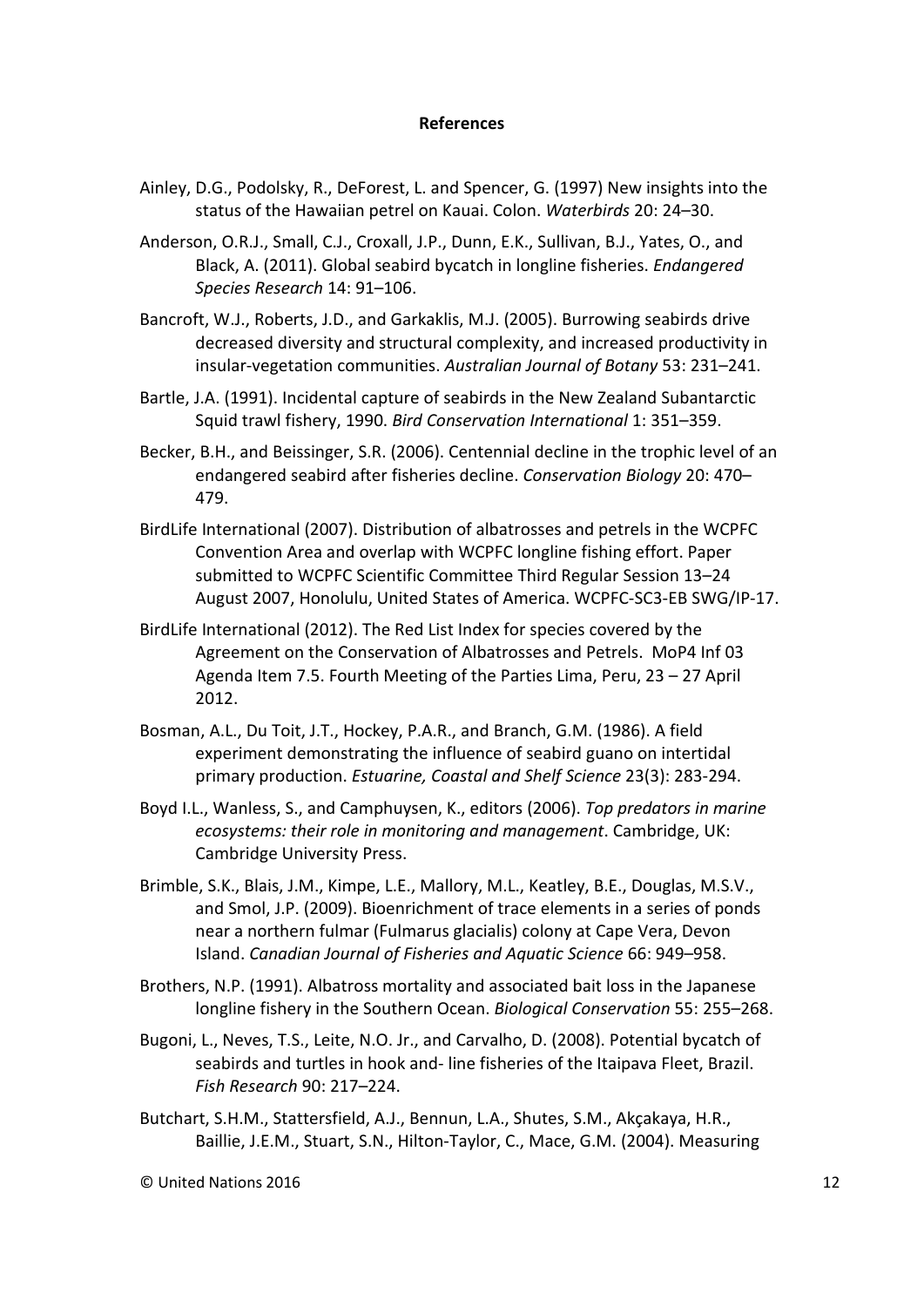**References**

Ainley, D.G., Podolsky, R., DeForest, L. and Spencer, G. (1997) New insights into the status of the Hawaiian petrel on Kauai. Colon. *Waterbirds* 20: 24–30.

Anderson, O.R.J., Small, C.J., Croxall, J.P., Dunn, E.K., Sullivan, B.J., Yates, O., and Black, A. (2011). Global seabird bycatch in longline fisheries. *Endangered Species Research* 14: 91–106.

Bancroft, W.J., Roberts, J.D., and Garkaklis, M.J. (2005). Burrowing seabirds drive decreased diversity and structural complexity, and increased productivity in insular-vegetation communities. *Australian Journal of Botany* 53: 231–241.

Bartle, J.A. (1991). Incidental capture of seabirds in the New Zealand Subantarctic Squid trawl fishery, 1990. *Bird Conservation International* 1: 351–359.

Becker, B.H., and Beissinger, S.R. (2006). Centennial decline in the trophic level of an endangered seabird after fisheries decline. *Conservation Biology* 20: 470–479.

BirdLife International (2007). Distribution of albatrosses and petrels in the WCPFC Convention Area and overlap with WCPFC longline fishing effort. Paper submitted to WCPFC Scientific Committee Third Regular Session 13–24 August 2007, Honolulu, United States of America. WCPFC-SC3-EB SWG/IP-17.

BirdLife International (2012). The Red List Index for species covered by the Agreement on the Conservation of Albatrosses and Petrels. MoP4 Inf 03 Agenda Item 7.5. Fourth Meeting of the Parties Lima, Peru, 23 – 27 April 2012.

Bosman, A.L., Du Toit, J.T., Hockey, P.A.R., and Branch, G.M. (1986). A field experiment demonstrating the influence of seabird guano on intertidal primary production. *Estuarine, Coastal and Shelf Science* 23(3): 283-294.

Boyd I.L., Wanless, S., and Camphuysen, K., editors (2006). *Top predators in marine ecosystems: their role in monitoring and management*. Cambridge, UK: Cambridge University Press.

Brimble, S.K., Blais, J.M., Kimpe, L.E., Mallory, M.L., Keatley, B.E., Douglas, M.S.V., and Smol, J.P. (2009). Bioenrichment of trace elements in a series of ponds near a northern fulmar (Fulmarus glacialis) colony at Cape Vera, Devon Island. *Canadian Journal of Fisheries and Aquatic Science* 66: 949–958.

Brothers, N.P. (1991). Albatross mortality and associated bait loss in the Japanese longline fishery in the Southern Ocean. *Biological Conservation* 55: 255–268.

Bugoni, L., Neves, T.S., Leite, N.O. Jr., and Carvalho, D. (2008). Potential bycatch of seabirds and turtles in hook and- line fisheries of the Itaipava Fleet, Brazil. *Fish Research* 90: 217–224.

Butchart, S.H.M., Stattersfield, A.J., Bennun, L.A., Shutes, S.M., Akçakaya, H.R., Baillie, J.E.M., Stuart, S.N., Hilton-Taylor, C., Mace, G.M. (2004). Measuring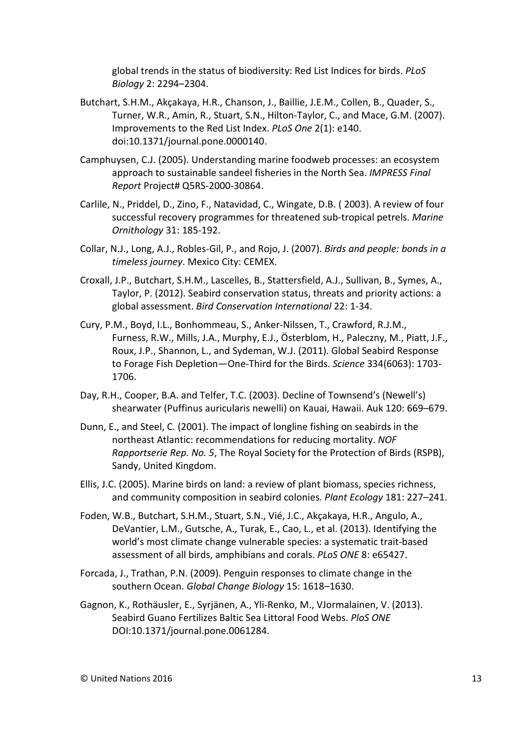global trends in the status of biodiversity: Red List Indices for birds. *PLoS Biology* 2: 2294–2304.

Butchart, S.H.M., Akçakaya, H.R., Chanson, J., Baillie, J.E.M., Collen, B., Quader, S., Turner, W.R., Amin, R., Stuart, S.N., Hilton-Taylor, C., and Mace, G.M. (2007). Improvements to the Red List Index. *PLoS One* 2(1): e140. doi:10.1371/journal.pone.0000140.

Camphuysen, C.J. (2005). Understanding marine foodweb processes: an ecosystem approach to sustainable sandeel fisheries in the North Sea. *IMPRESS Final Report* Project# Q5RS-2000-30864.

Carlile, N., Priddel, D., Zino, F., Natavidad, C., Wingate, D.B. ( 2003). A review of four successful recovery programmes for threatened sub-tropical petrels. *Marine Ornithology* 31: 185-192.

Collar, N.J., Long, A.J., Robles-Gil, P., and Rojo, J. (2007). *Birds and people: bonds in a timeless journey*. Mexico City: CEMEX.

Croxall, J.P., Butchart, S.H.M., Lascelles, B., Stattersfield, A.J., Sullivan, B., Symes, A., Taylor, P. (2012). Seabird conservation status, threats and priority actions: a global assessment. *Bird Conservation International* 22: 1-34.

Cury, P.M., Boyd, I.L., Bonhommeau, S., Anker-Nilssen, T., Crawford, R.J.M., Furness, R.W., Mills, J.A., Murphy, E.J., Österblom, H., Paleczny, M., Piatt, J.F., Roux, J.P., Shannon, L., and Sydeman, W.J. (2011). Global Seabird Response to Forage Fish Depletion—One-Third for the Birds. *Science* 334(6063): 1703-1706.

Day, R.H., Cooper, B.A. and Telfer, T.C. (2003). Decline of Townsend's (Newell's) shearwater (Puffinus auricularis newelli) on Kauai, Hawaii. Auk 120: 669–679.

Dunn, E., and Steel, C. (2001). The impact of longline fishing on seabirds in the northeast Atlantic: recommendations for reducing mortality. *NOF Rapportserie Rep. No. 5*, The Royal Society for the Protection of Birds (RSPB), Sandy, United Kingdom.

Ellis, J.C. (2005). Marine birds on land: a review of plant biomass, species richness, and community composition in seabird colonies*. Plant Ecology* 181: 227–241.

Foden, W.B., Butchart, S.H.M., Stuart, S.N., Vié, J.C., Akçakaya, H.R., Angulo, A., DeVantier, L.M., Gutsche, A., Turak, E., Cao, L., et al. (2013). Identifying the world's most climate change vulnerable species: a systematic trait-based assessment of all birds, amphibians and corals. *PLoS ONE* 8: e65427.

Forcada, J., Trathan, P.N. (2009). Penguin responses to climate change in the southern Ocean. *Global Change Biology* 15: 1618–1630.

Gagnon, K., Rothäusler, E., Syrjänen, A., Yli-Renko, M., VJormalainen, V. (2013). Seabird Guano Fertilizes Baltic Sea Littoral Food Webs. *PloS ONE* DOI:10.1371/journal.pone.0061284.

© United Nations 2016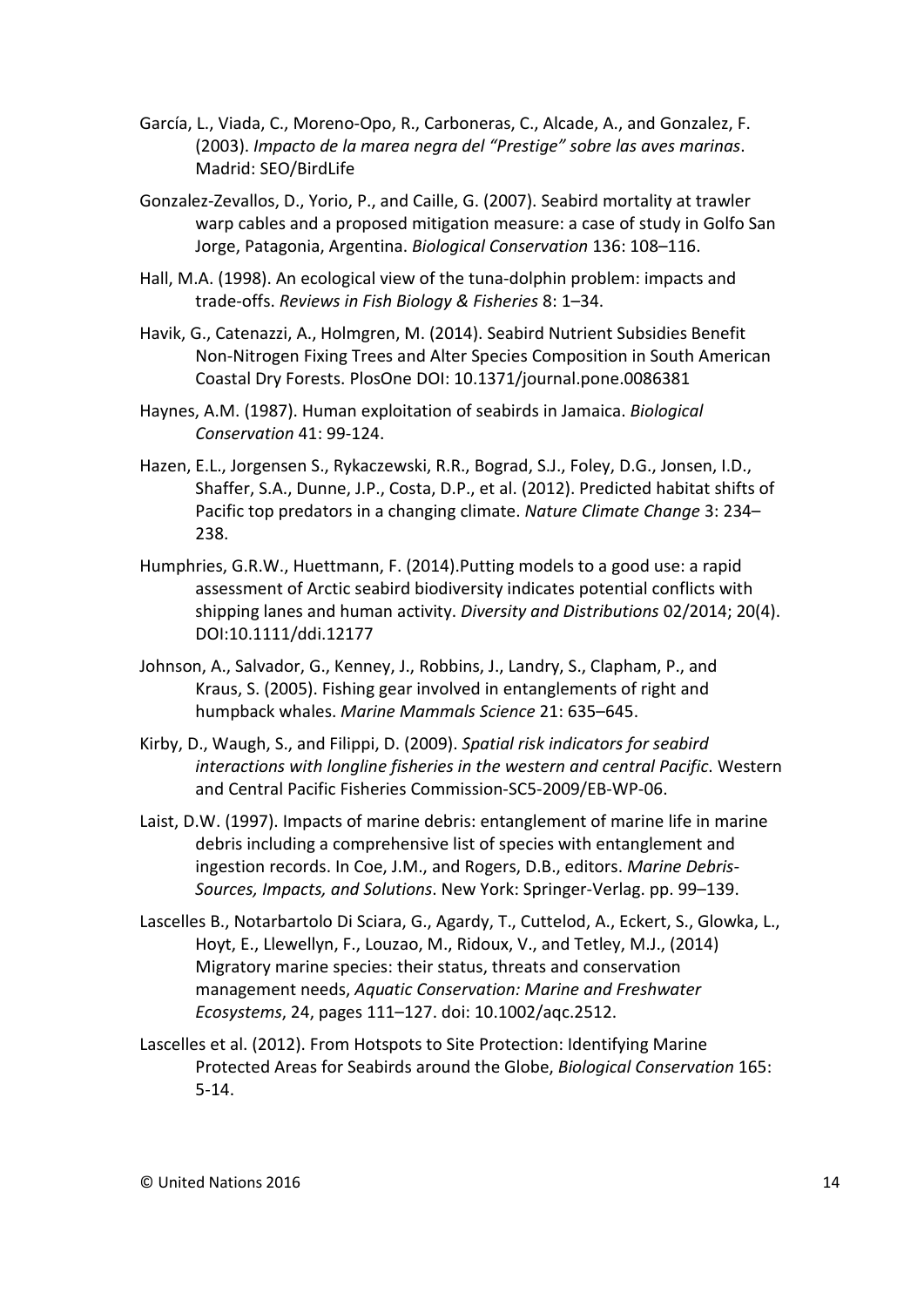García, L., Viada, C., Moreno-Opo, R., Carboneras, C., Alcade, A., and Gonzalez, F. (2003). *Impacto de la marea negra del "Prestige" sobre las aves marinas*. Madrid: SEO/BirdLife

Gonzalez-Zevallos, D., Yorio, P., and Caille, G. (2007). Seabird mortality at trawler warp cables and a proposed mitigation measure: a case of study in Golfo San Jorge, Patagonia, Argentina. *Biological Conservation* 136: 108–116.

Hall, M.A. (1998). An ecological view of the tuna-dolphin problem: impacts and trade-offs. *Reviews in Fish Biology & Fisheries* 8: 1–34.

Havik, G., Catenazzi, A., Holmgren, M. (2014). Seabird Nutrient Subsidies Benefit Non-Nitrogen Fixing Trees and Alter Species Composition in South American Coastal Dry Forests. PlosOne DOI: 10.1371/journal.pone.0086381

Haynes, A.M. (1987). Human exploitation of seabirds in Jamaica. *Biological Conservation* 41: 99-124.

Hazen, E.L., Jorgensen S., Rykaczewski, R.R., Bograd, S.J., Foley, D.G., Jonsen, I.D., Shaffer, S.A., Dunne, J.P., Costa, D.P., et al. (2012). Predicted habitat shifts of Pacific top predators in a changing climate. *Nature Climate Change* 3: 234–238.

Humphries, G.R.W., Huettmann, F. (2014).Putting models to a good use: a rapid assessment of Arctic seabird biodiversity indicates potential conflicts with shipping lanes and human activity. *Diversity and Distributions* 02/2014; 20(4). DOI:10.1111/ddi.12177

Johnson, A., Salvador, G., Kenney, J., Robbins, J., Landry, S., Clapham, P., and Kraus, S. (2005). Fishing gear involved in entanglements of right and humpback whales. *Marine Mammals Science* 21: 635–645.

Kirby, D., Waugh, S., and Filippi, D. (2009). *Spatial risk indicators for seabird interactions with longline fisheries in the western and central Pacific*. Western and Central Pacific Fisheries Commission-SC5-2009/EB-WP-06.

Laist, D.W. (1997). Impacts of marine debris: entanglement of marine life in marine debris including a comprehensive list of species with entanglement and ingestion records. In Coe, J.M., and Rogers, D.B., editors. *Marine Debris-Sources, Impacts, and Solutions*. New York: Springer-Verlag. pp. 99–139.

Lascelles B., Notarbartolo Di Sciara, G., Agardy, T., Cuttelod, A., Eckert, S., Glowka, L., Hoyt, E., Llewellyn, F., Louzao, M., Ridoux, V., and Tetley, M.J., (2014) Migratory marine species: their status, threats and conservation management needs, *Aquatic Conservation: Marine and Freshwater Ecosystems*, 24, pages 111–127. doi: 10.1002/aqc.2512.

Lascelles et al. (2012). From Hotspots to Site Protection: Identifying Marine Protected Areas for Seabirds around the Globe, *Biological Conservation* 165: 5-14.

© United Nations 2016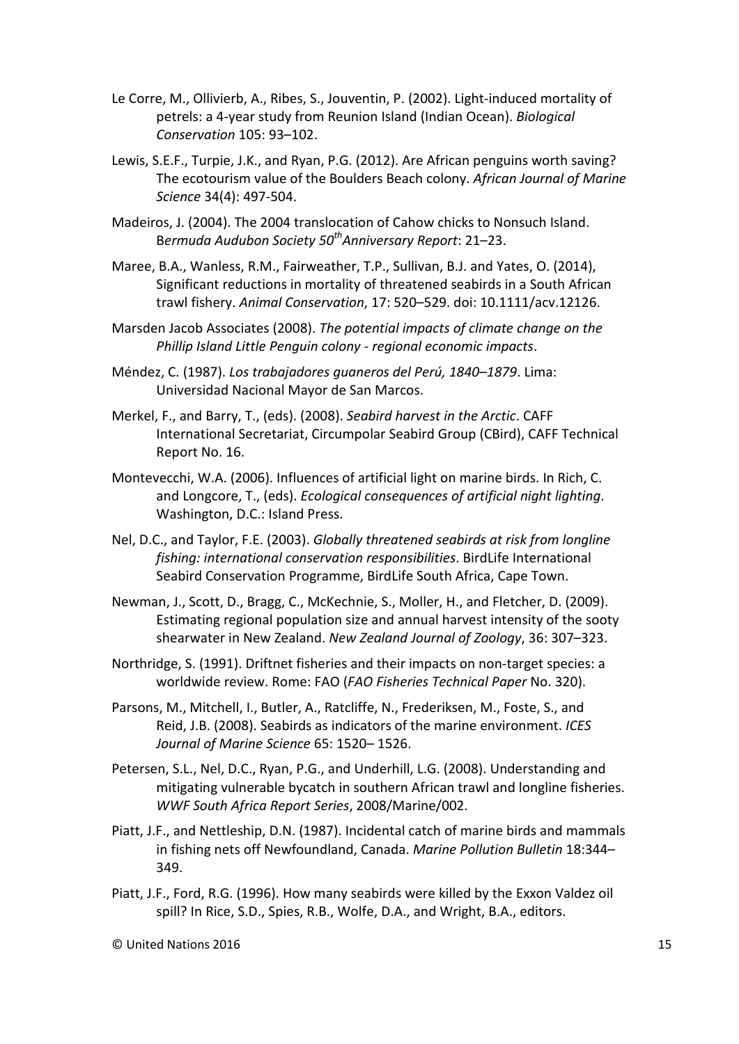Le Corre, M., Ollivierb, A., Ribes, S., Jouventin, P. (2002). Light-induced mortality of petrels: a 4-year study from Reunion Island (Indian Ocean). *Biological Conservation* 105: 93–102.

Lewis, S.E.F., Turpie, J.K., and Ryan, P.G. (2012). Are African penguins worth saving? The ecotourism value of the Boulders Beach colony. *African Journal of Marine Science* 34(4): 497-504.

Madeiros, J. (2004). The 2004 translocation of Cahow chicks to Nonsuch Island. *Bermuda Audubon Society 50th Anniversary Report*: 21–23.

Maree, B.A., Wanless, R.M., Fairweather, T.P., Sullivan, B.J. and Yates, O. (2014), Significant reductions in mortality of threatened seabirds in a South African trawl fishery. *Animal Conservation*, 17: 520–529. doi: 10.1111/acv.12126.

Marsden Jacob Associates (2008). *The potential impacts of climate change on the Phillip Island Little Penguin colony - regional economic impacts*.

Méndez, C. (1987). *Los trabajadores guaneros del Perú, 1840–1879*. Lima: Universidad Nacional Mayor de San Marcos.

Merkel, F., and Barry, T., (eds). (2008). *Seabird harvest in the Arctic*. CAFF International Secretariat, Circumpolar Seabird Group (CBird), CAFF Technical Report No. 16.

Montevecchi, W.A. (2006). Influences of artificial light on marine birds. In Rich, C. and Longcore, T., (eds). *Ecological consequences of artificial night lighting*. Washington, D.C.: Island Press.

Nel, D.C., and Taylor, F.E. (2003). *Globally threatened seabirds at risk from longline fishing: international conservation responsibilities*. BirdLife International Seabird Conservation Programme, BirdLife South Africa, Cape Town.

Newman, J., Scott, D., Bragg, C., McKechnie, S., Moller, H., and Fletcher, D. (2009). Estimating regional population size and annual harvest intensity of the sooty shearwater in New Zealand. *New Zealand Journal of Zoology*, 36: 307–323.

Northridge, S. (1991). Driftnet fisheries and their impacts on non-target species: a worldwide review. Rome: FAO (*FAO Fisheries Technical Paper* No. 320).

Parsons, M., Mitchell, I., Butler, A., Ratcliffe, N., Frederiksen, M., Foste, S., and Reid, J.B. (2008). Seabirds as indicators of the marine environment. *ICES Journal of Marine Science* 65: 1520– 1526.

Petersen, S.L., Nel, D.C., Ryan, P.G., and Underhill, L.G. (2008). Understanding and mitigating vulnerable bycatch in southern African trawl and longline fisheries. *WWF South Africa Report Series*, 2008/Marine/002.

Piatt, J.F., and Nettleship, D.N. (1987). Incidental catch of marine birds and mammals in fishing nets off Newfoundland, Canada. *Marine Pollution Bulletin* 18:344–349.

Piatt, J.F., Ford, R.G. (1996). How many seabirds were killed by the Exxon Valdez oil spill? In Rice, S.D., Spies, R.B., Wolfe, D.A., and Wright, B.A., editors.

© United Nations 2016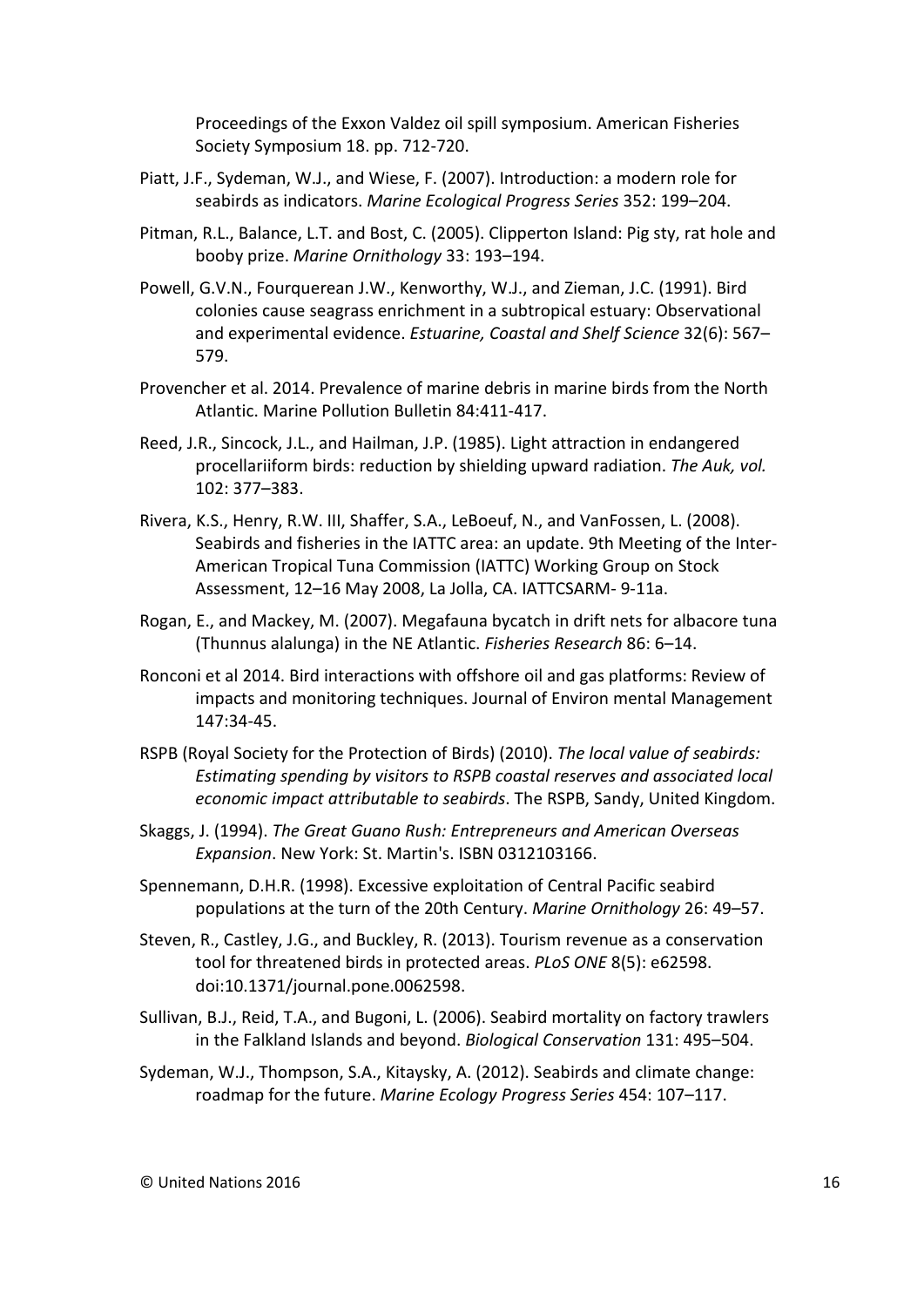Proceedings of the Exxon Valdez oil spill symposium. American Fisheries Society Symposium 18. pp. 712-720.

Piatt, J.F., Sydeman, W.J., and Wiese, F. (2007). Introduction: a modern role for seabirds as indicators. *Marine Ecological Progress Series* 352: 199–204.

Pitman, R.L., Balance, L.T. and Bost, C. (2005). Clipperton Island: Pig sty, rat hole and booby prize. *Marine Ornithology* 33: 193–194.

Powell, G.V.N., Fourquerean J.W., Kenworthy, W.J., and Zieman, J.C. (1991). Bird colonies cause seagrass enrichment in a subtropical estuary: Observational and experimental evidence. *Estuarine, Coastal and Shelf Science* 32(6): 567–579.

Provencher et al. 2014. Prevalence of marine debris in marine birds from the North Atlantic. Marine Pollution Bulletin 84:411-417.

Reed, J.R., Sincock, J.L., and Hailman, J.P. (1985). Light attraction in endangered procellariiform birds: reduction by shielding upward radiation. *The Auk, vol.* 102: 377–383.

Rivera, K.S., Henry, R.W. III, Shaffer, S.A., LeBoeuf, N., and VanFossen, L. (2008). Seabirds and fisheries in the IATTC area: an update. 9th Meeting of the Inter-American Tropical Tuna Commission (IATTC) Working Group on Stock Assessment, 12–16 May 2008, La Jolla, CA. IATTCSARM- 9-11a.

Rogan, E., and Mackey, M. (2007). Megafauna bycatch in drift nets for albacore tuna (Thunnus alalunga) in the NE Atlantic. *Fisheries Research* 86: 6–14.

Ronconi et al 2014. Bird interactions with offshore oil and gas platforms: Review of impacts and monitoring techniques. Journal of Environ mental Management 147:34-45.

RSPB (Royal Society for the Protection of Birds) (2010). *The local value of seabirds: Estimating spending by visitors to RSPB coastal reserves and associated local economic impact attributable to seabirds*. The RSPB, Sandy, United Kingdom.

Skaggs, J. (1994). *The Great Guano Rush: Entrepreneurs and American Overseas Expansion*. New York: St. Martin's. ISBN 0312103166.

Spennemann, D.H.R. (1998). Excessive exploitation of Central Pacific seabird populations at the turn of the 20th Century. *Marine Ornithology* 26: 49–57.

Steven, R., Castley, J.G., and Buckley, R. (2013). Tourism revenue as a conservation tool for threatened birds in protected areas. *PLoS ONE* 8(5): e62598. doi:10.1371/journal.pone.0062598.

Sullivan, B.J., Reid, T.A., and Bugoni, L. (2006). Seabird mortality on factory trawlers in the Falkland Islands and beyond. *Biological Conservation* 131: 495–504.

Sydeman, W.J., Thompson, S.A., Kitaysky, A. (2012). Seabirds and climate change: roadmap for the future. *Marine Ecology Progress Series* 454: 107–117.

© United Nations 2016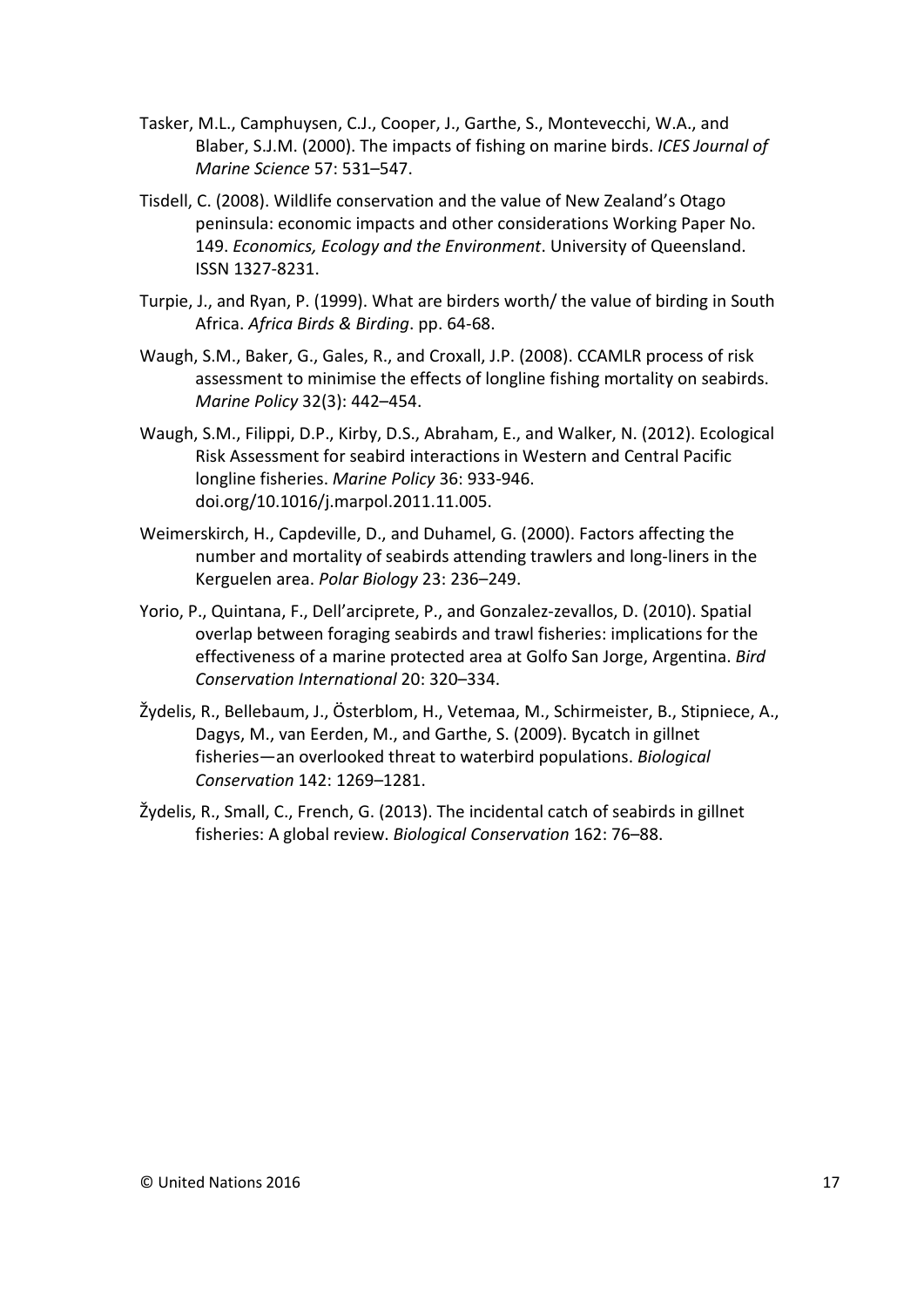Tasker, M.L., Camphuysen, C.J., Cooper, J., Garthe, S., Montevecchi, W.A., and Blaber, S.J.M. (2000). The impacts of fishing on marine birds. *ICES Journal of Marine Science* 57: 531–547.

Tisdell, C. (2008). Wildlife conservation and the value of New Zealand's Otago peninsula: economic impacts and other considerations Working Paper No. 149. *Economics, Ecology and the Environment*. University of Queensland. ISSN 1327-8231.

Turpie, J., and Ryan, P. (1999). What are birders worth/ the value of birding in South Africa. *Africa Birds & Birding*. pp. 64-68.

Waugh, S.M., Baker, G., Gales, R., and Croxall, J.P. (2008). CCAMLR process of risk assessment to minimise the effects of longline fishing mortality on seabirds. *Marine Policy* 32(3): 442–454.

Waugh, S.M., Filippi, D.P., Kirby, D.S., Abraham, E., and Walker, N. (2012). Ecological Risk Assessment for seabird interactions in Western and Central Pacific longline fisheries. *Marine Policy* 36: 933-946. doi.org/10.1016/j.marpol.2011.11.005.

Weimerskirch, H., Capdeville, D., and Duhamel, G. (2000). Factors affecting the number and mortality of seabirds attending trawlers and long-liners in the Kerguelen area. *Polar Biology* 23: 236–249.

Yorio, P., Quintana, F., Dell'arciprete, P., and Gonzalez-zevallos, D. (2010). Spatial overlap between foraging seabirds and trawl fisheries: implications for the effectiveness of a marine protected area at Golfo San Jorge, Argentina. *Bird Conservation International* 20: 320–334.

Žydelis, R., Bellebaum, J., Österblom, H., Vetemaa, M., Schirmeister, B., Stipniece, A., Dagys, M., van Eerden, M., and Garthe, S. (2009). Bycatch in gillnet fisheries—an overlooked threat to waterbird populations. *Biological Conservation* 142: 1269–1281.

Žydelis, R., Small, C., French, G. (2013). The incidental catch of seabirds in gillnet fisheries: A global review. *Biological Conservation* 162: 76–88.

© United Nations 2016